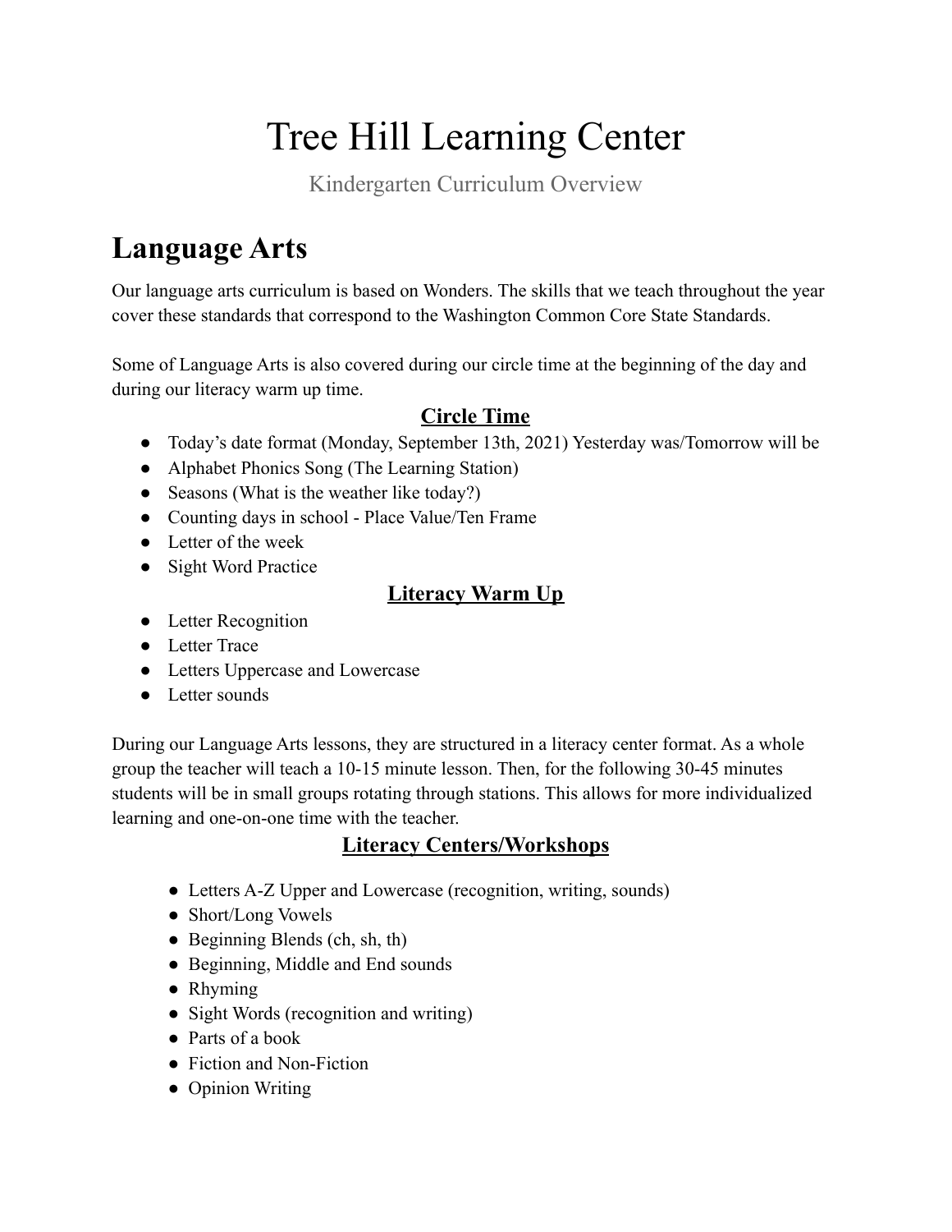# Tree Hill Learning Center

Kindergarten Curriculum Overview

## Language Arts

Our language arts curriculum is based on Wonders. The skills that we teach throughout the year cover these standards that correspond to the Washington Common Core State Standards.

Some of Language Arts is also covered during our circle time at the beginning of the day and during our literacy warm up time.

### Circle Time

- Today's date format (Monday, September 13th, 2021) Yesterday was/Tomorrow will be
- Alphabet Phonics Song (The Learning Station)
- Seasons (What is the weather like today?)
- Counting days in school - Place Value/Ten Frame
- Letter of the week
- Sight Word Practice

### Literacy Warm Up

- Letter Recognition
- Letter Trace
- Letters Uppercase and Lowercase
- Letter sounds

During our Language Arts lessons, they are structured in a literacy center format. As a whole group the teacher will teach a 10-15 minute lesson. Then, for the following 30-45 minutes students will be in small groups rotating through stations. This allows for more individualized learning and one-on-one time with the teacher.

### Literacy Centers/Workshops

- Letters A-Z Upper and Lowercase (recognition, writing, sounds)
- Short/Long Vowels
- Beginning Blends (ch, sh, th)
- Beginning, Middle and End sounds
- Rhyming
- Sight Words (recognition and writing)
- Parts of a book
- Fiction and Non-Fiction
- Opinion Writing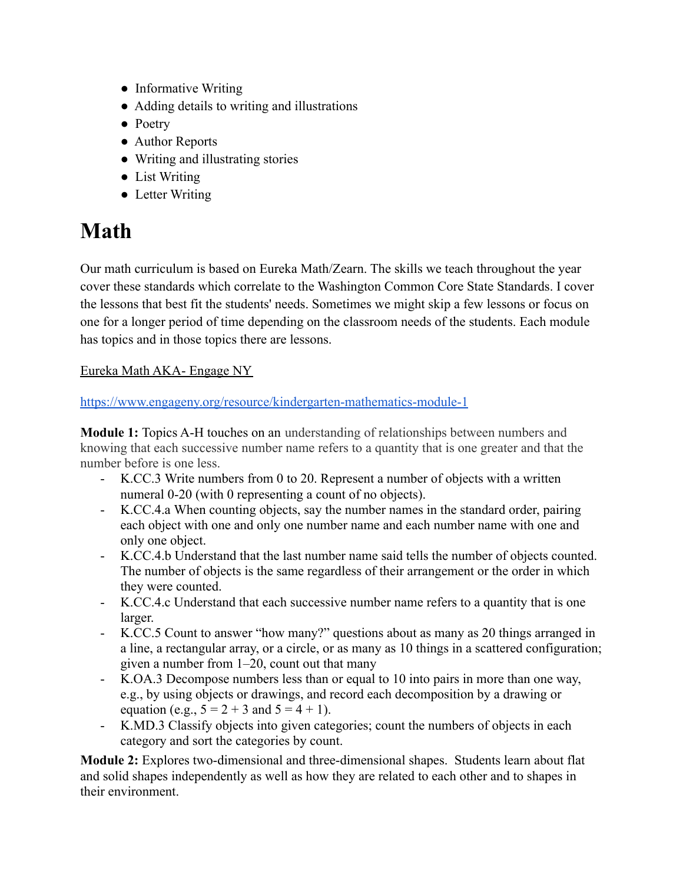- Informative Writing
- Adding details to writing and illustrations
- Poetry
- Author Reports
- Writing and illustrating stories
- List Writing
- Letter Writing

# Math

Our math curriculum is based on Eureka Math/Zearn. The skills we teach throughout the year cover these standards which correlate to the Washington Common Core State Standards. I cover the lessons that best fit the students' needs. Sometimes we might skip a few lessons or focus on one for a longer period of time depending on the classroom needs of the students. Each module has topics and in those topics there are lessons.

Eureka Math AKA- Engage NY

https://www.engageny.org/resource/kindergarten-mathematics-module-1

**Module 1:** Topics A-H touches on an understanding of relationships between numbers and knowing that each successive number name refers to a quantity that is one greater and that the number before is one less.

- K.CC.3 Write numbers from 0 to 20. Represent a number of objects with a written numeral 0-20 (with 0 representing a count of no objects).
- K.CC.4.a When counting objects, say the number names in the standard order, pairing each object with one and only one number name and each number name with one and only one object.
- K.CC.4.b Understand that the last number name said tells the number of objects counted. The number of objects is the same regardless of their arrangement or the order in which they were counted.
- K.CC.4.c Understand that each successive number name refers to a quantity that is one larger.
- K.CC.5 Count to answer "how many?" questions about as many as 20 things arranged in a line, a rectangular array, or a circle, or as many as 10 things in a scattered configuration; given a number from 1–20, count out that many
- K.OA.3 Decompose numbers less than or equal to 10 into pairs in more than one way, e.g., by using objects or drawings, and record each decomposition by a drawing or equation (e.g., $5 = 2 + 3$ and $5 = 4 + 1$).
- K.MD.3 Classify objects into given categories; count the numbers of objects in each category and sort the categories by count.

**Module 2:** Explores two-dimensional and three-dimensional shapes. Students learn about flat and solid shapes independently as well as how they are related to each other and to shapes in their environment.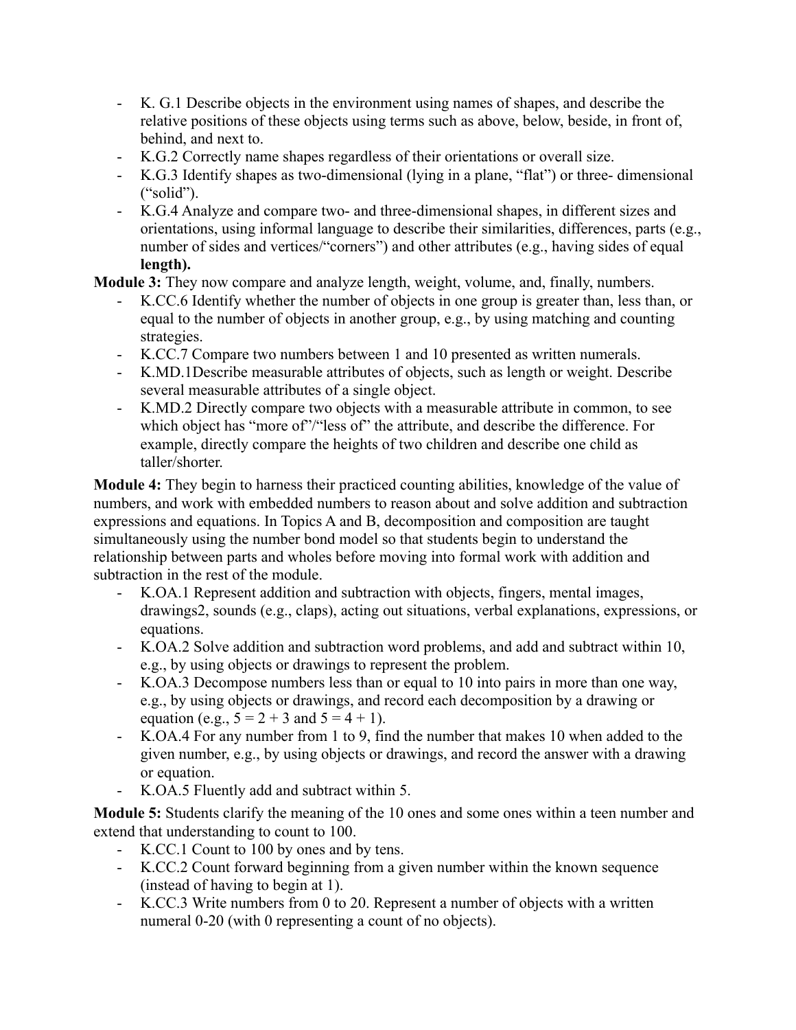- K. G.1 Describe objects in the environment using names of shapes, and describe the relative positions of these objects using terms such as above, below, beside, in front of, behind, and next to.
- K.G.2 Correctly name shapes regardless of their orientations or overall size.
- K.G.3 Identify shapes as two-dimensional (lying in a plane, "flat") or three- dimensional ("solid").
- K.G.4 Analyze and compare two- and three-dimensional shapes, in different sizes and orientations, using informal language to describe their similarities, differences, parts (e.g., number of sides and vertices/"corners") and other attributes (e.g., having sides of equal **length).**

**Module 3:** They now compare and analyze length, weight, volume, and, finally, numbers.

- K.CC.6 Identify whether the number of objects in one group is greater than, less than, or equal to the number of objects in another group, e.g., by using matching and counting strategies.
- K.CC.7 Compare two numbers between 1 and 10 presented as written numerals.
- K.MD.1Describe measurable attributes of objects, such as length or weight. Describe several measurable attributes of a single object.
- K.MD.2 Directly compare two objects with a measurable attribute in common, to see which object has "more of"/"less of" the attribute, and describe the difference. For example, directly compare the heights of two children and describe one child as taller/shorter.

**Module 4:** They begin to harness their practiced counting abilities, knowledge of the value of numbers, and work with embedded numbers to reason about and solve addition and subtraction expressions and equations. In Topics A and B, decomposition and composition are taught simultaneously using the number bond model so that students begin to understand the relationship between parts and wholes before moving into formal work with addition and subtraction in the rest of the module.

- K.OA.1 Represent addition and subtraction with objects, fingers, mental images, drawings2, sounds (e.g., claps), acting out situations, verbal explanations, expressions, or equations.
- K.OA.2 Solve addition and subtraction word problems, and add and subtract within 10, e.g., by using objects or drawings to represent the problem.
- K.OA.3 Decompose numbers less than or equal to 10 into pairs in more than one way, e.g., by using objects or drawings, and record each decomposition by a drawing or equation (e.g., $5 = 2 + 3$ and $5 = 4 + 1$).
- K.OA.4 For any number from 1 to 9, find the number that makes 10 when added to the given number, e.g., by using objects or drawings, and record the answer with a drawing or equation.
- K.OA.5 Fluently add and subtract within 5.

**Module 5:** Students clarify the meaning of the 10 ones and some ones within a teen number and extend that understanding to count to 100.

- K.CC.1 Count to 100 by ones and by tens.
- K.CC.2 Count forward beginning from a given number within the known sequence (instead of having to begin at 1).
- K.CC.3 Write numbers from 0 to 20. Represent a number of objects with a written numeral 0-20 (with 0 representing a count of no objects).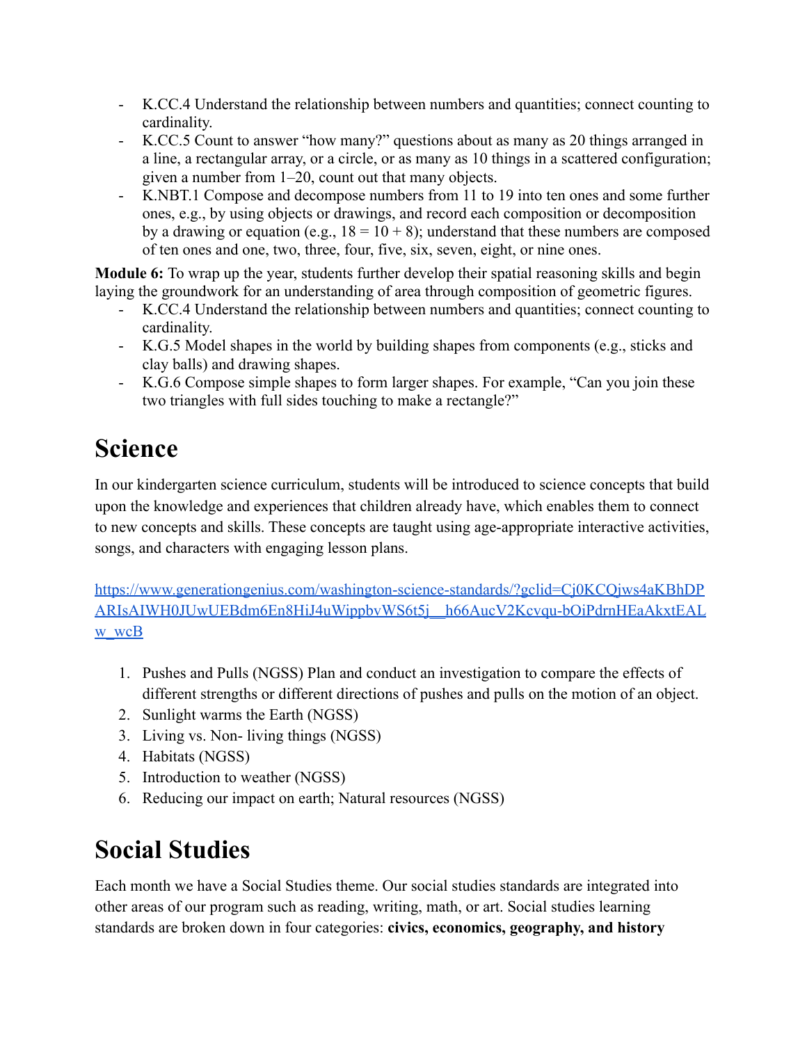- K.CC.4 Understand the relationship between numbers and quantities; connect counting to cardinality.
- K.CC.5 Count to answer "how many?" questions about as many as 20 things arranged in a line, a rectangular array, or a circle, or as many as 10 things in a scattered configuration; given a number from 1–20, count out that many objects.
- K.NBT.1 Compose and decompose numbers from 11 to 19 into ten ones and some further ones, e.g., by using objects or drawings, and record each composition or decomposition by a drawing or equation (e.g., 18 = 10 + 8); understand that these numbers are composed of ten ones and one, two, three, four, five, six, seven, eight, or nine ones.

**Module 6:** To wrap up the year, students further develop their spatial reasoning skills and begin laying the groundwork for an understanding of area through composition of geometric figures.

- K.CC.4 Understand the relationship between numbers and quantities; connect counting to cardinality.
- K.G.5 Model shapes in the world by building shapes from components (e.g., sticks and clay balls) and drawing shapes.
- K.G.6 Compose simple shapes to form larger shapes. For example, "Can you join these two triangles with full sides touching to make a rectangle?"

# Science

In our kindergarten science curriculum, students will be introduced to science concepts that build upon the knowledge and experiences that children already have, which enables them to connect to new concepts and skills. These concepts are taught using age-appropriate interactive activities, songs, and characters with engaging lesson plans.

https://www.generationgenius.com/washington-science-standards/?gclid=Cj0KCQjws4aKBhDPARIsAIWH0JUwUEBdm6En8HiJ4uWippbvWS6t5j__h66AucV2Kcvqu-bOiPdrnHEaAkxtEALw_wcB

1. Pushes and Pulls (NGSS) Plan and conduct an investigation to compare the effects of different strengths or different directions of pushes and pulls on the motion of an object.
2. Sunlight warms the Earth (NGSS)
3. Living vs. Non- living things (NGSS)
4. Habitats (NGSS)
5. Introduction to weather (NGSS)
6. Reducing our impact on earth; Natural resources (NGSS)

# Social Studies

Each month we have a Social Studies theme. Our social studies standards are integrated into other areas of our program such as reading, writing, math, or art. Social studies learning standards are broken down in four categories: **civics, economics, geography, and history**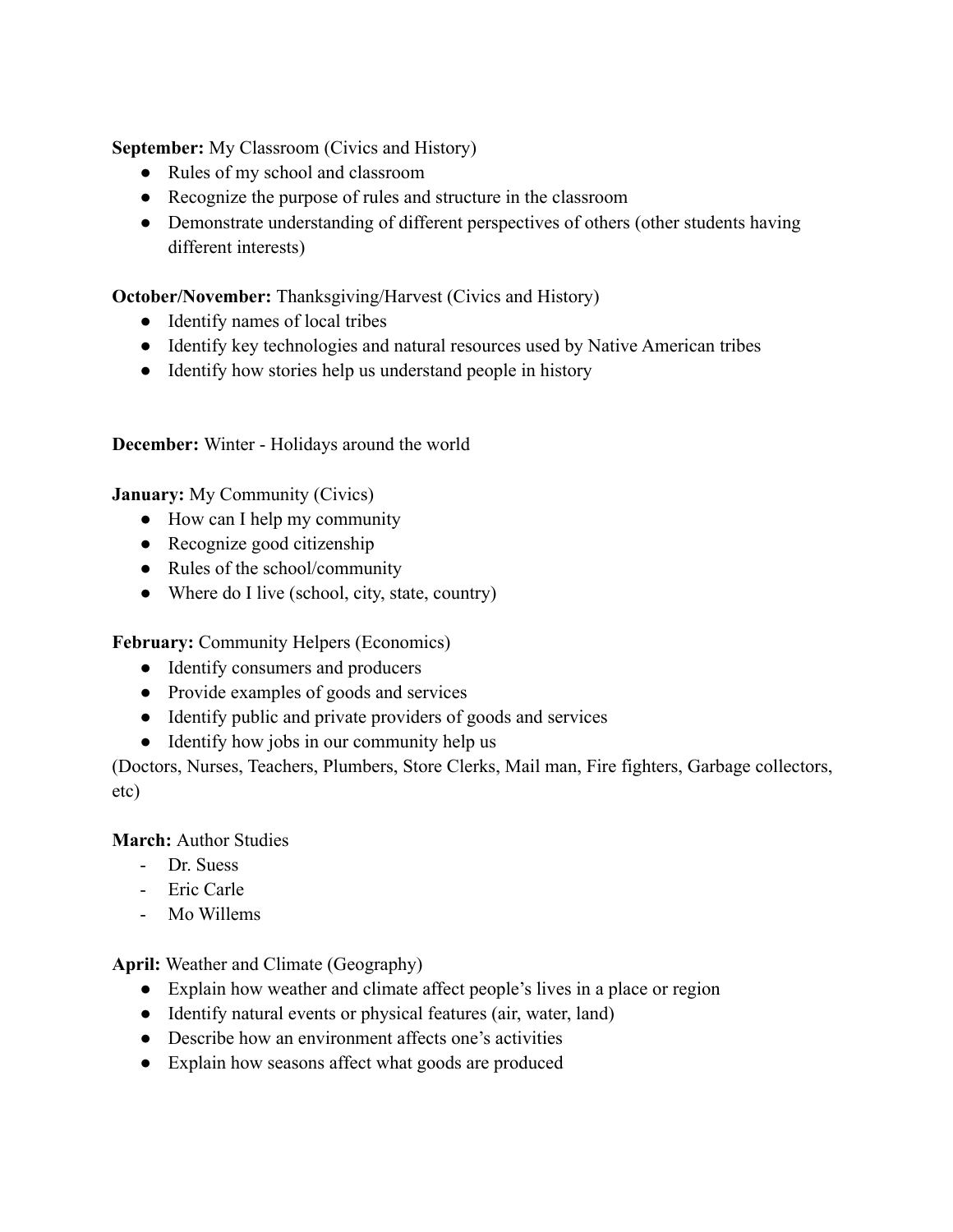**September:** My Classroom (Civics and History)

- Rules of my school and classroom
- Recognize the purpose of rules and structure in the classroom
- Demonstrate understanding of different perspectives of others (other students having different interests)

**October/November:** Thanksgiving/Harvest (Civics and History)

- Identify names of local tribes
- Identify key technologies and natural resources used by Native American tribes
- Identify how stories help us understand people in history

**December:** Winter - Holidays around the world

**January:** My Community (Civics)

- How can I help my community
- Recognize good citizenship
- Rules of the school/community
- Where do I live (school, city, state, country)

**February:** Community Helpers (Economics)

- Identify consumers and producers
- Provide examples of goods and services
- Identify public and private providers of goods and services
- Identify how jobs in our community help us

(Doctors, Nurses, Teachers, Plumbers, Store Clerks, Mail man, Fire fighters, Garbage collectors, etc)

**March:** Author Studies

- Dr. Suess
- Eric Carle
- Mo Willems

**April:** Weather and Climate (Geography)

- Explain how weather and climate affect people's lives in a place or region
- Identify natural events or physical features (air, water, land)
- Describe how an environment affects one's activities
- Explain how seasons affect what goods are produced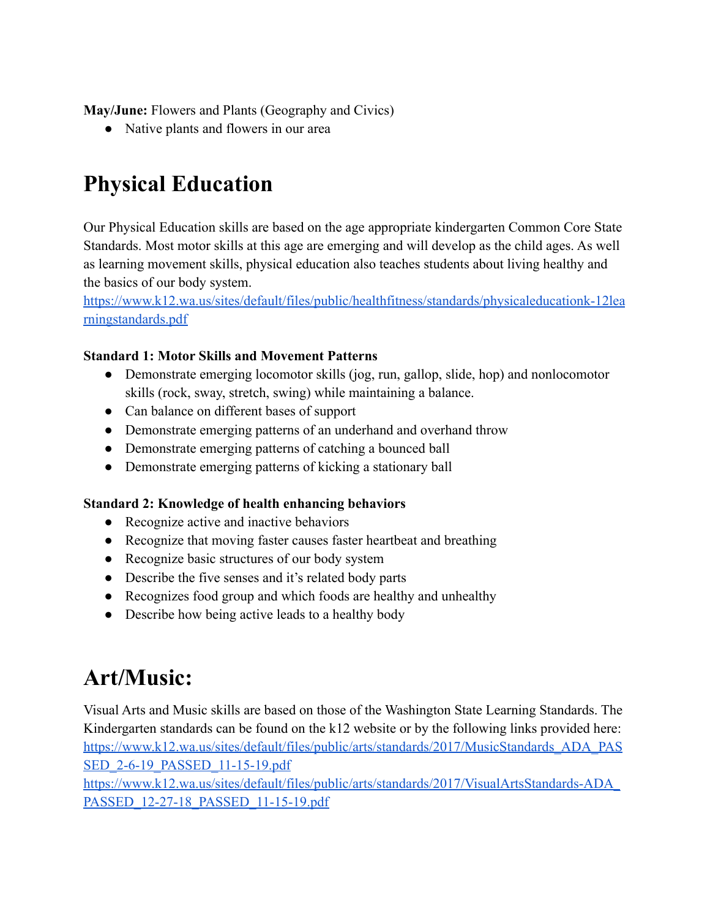**May/June:** Flowers and Plants (Geography and Civics)

- Native plants and flowers in our area

# Physical Education

Our Physical Education skills are based on the age appropriate kindergarten Common Core State Standards. Most motor skills at this age are emerging and will develop as the child ages. As well as learning movement skills, physical education also teaches students about living healthy and the basics of our body system.
[https://www.k12.wa.us/sites/default/files/public/healthfitness/standards/physicaleducationk-12learningstandards.pdf](https://www.k12.wa.us/sites/default/files/public/healthfitness/standards/physicaleducationk-12learningstandards.pdf)

**Standard 1: Motor Skills and Movement Patterns**

- Demonstrate emerging locomotor skills (jog, run, gallop, slide, hop) and nonlocomotor skills (rock, sway, stretch, swing) while maintaining a balance.
- Can balance on different bases of support
- Demonstrate emerging patterns of an underhand and overhand throw
- Demonstrate emerging patterns of catching a bounced ball
- Demonstrate emerging patterns of kicking a stationary ball

**Standard 2: Knowledge of health enhancing behaviors**

- Recognize active and inactive behaviors
- Recognize that moving faster causes faster heartbeat and breathing
- Recognize basic structures of our body system
- Describe the five senses and it's related body parts
- Recognizes food group and which foods are healthy and unhealthy
- Describe how being active leads to a healthy body

# Art/Music:

Visual Arts and Music skills are based on those of the Washington State Learning Standards. The Kindergarten standards can be found on the k12 website or by the following links provided here:
[https://www.k12.wa.us/sites/default/files/public/arts/standards/2017/MusicStandards_ADA_PASSED_2-6-19_PASSED_11-15-19.pdf](https://www.k12.wa.us/sites/default/files/public/arts/standards/2017/MusicStandards_ADA_PASSED_2-6-19_PASSED_11-15-19.pdf)
[https://www.k12.wa.us/sites/default/files/public/arts/standards/2017/VisualArtsStandards-ADA_PASSED_12-27-18_PASSED_11-15-19.pdf](https://www.k12.wa.us/sites/default/files/public/arts/standards/2017/VisualArtsStandards-ADA_PASSED_12-27-18_PASSED_11-15-19.pdf)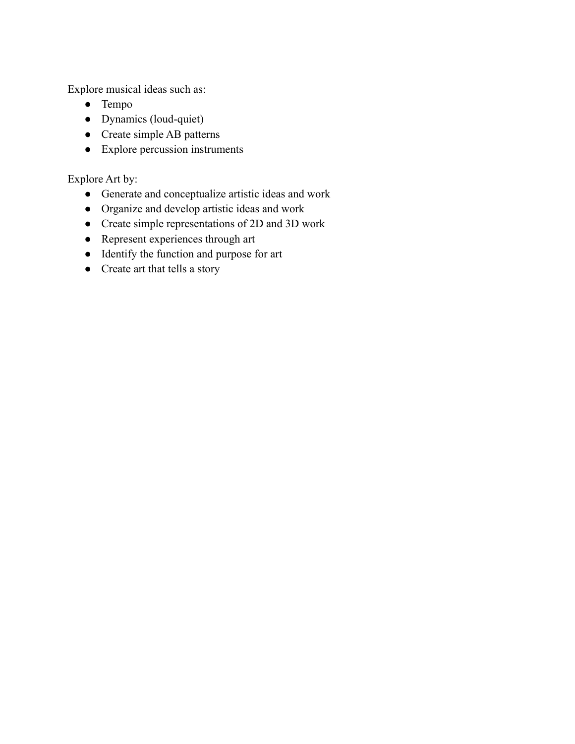Explore musical ideas such as:

- Tempo
- Dynamics (loud-quiet)
- Create simple AB patterns
- Explore percussion instruments

Explore Art by:

- Generate and conceptualize artistic ideas and work
- Organize and develop artistic ideas and work
- Create simple representations of 2D and 3D work
- Represent experiences through art
- Identify the function and purpose for art
- Create art that tells a story